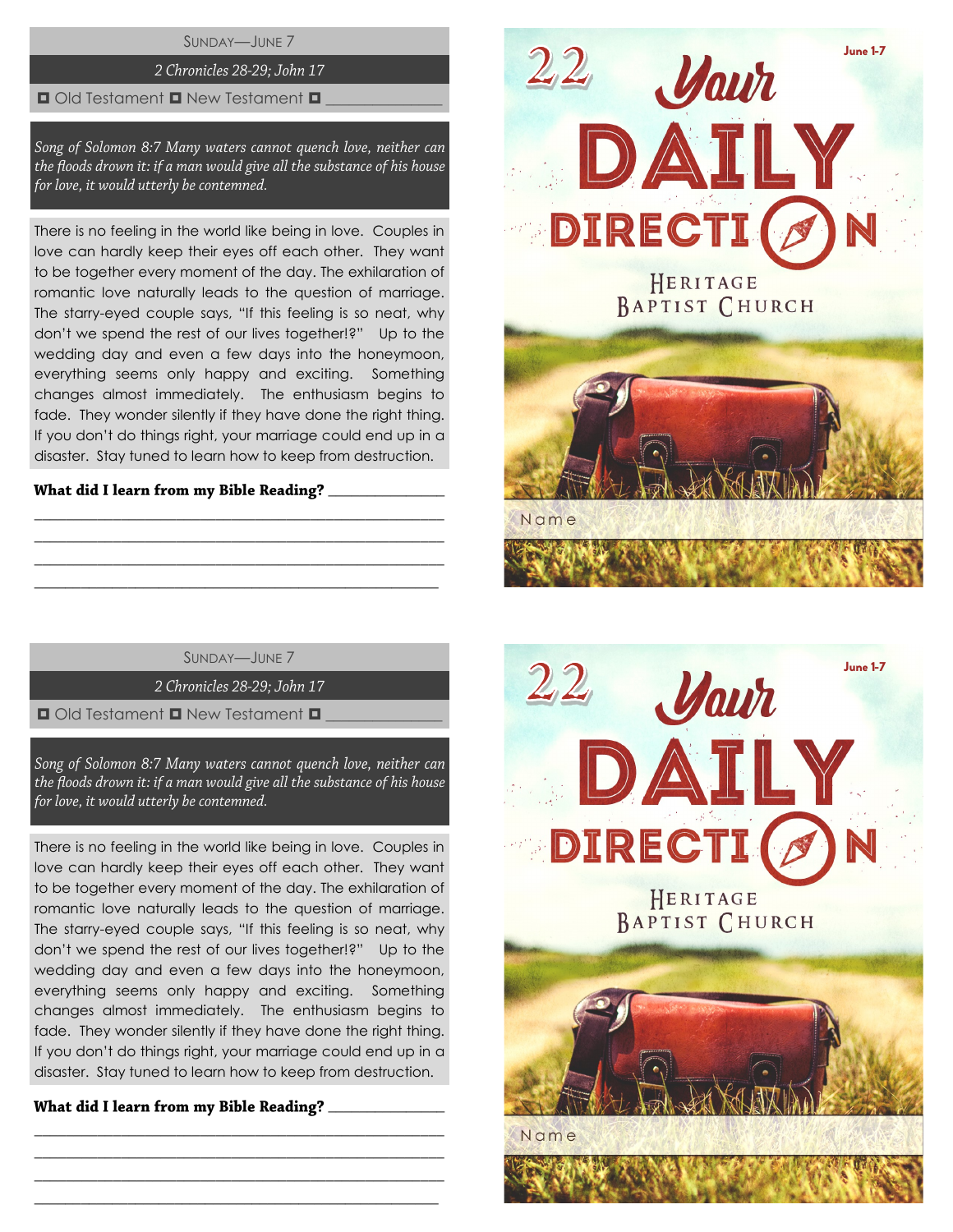SUNDAY—JUNE 7

*2 Chronicles 28-29; John 17*

◘ Old Testament ◘ New Testament ◘ _______________

*Song of Solomon 8:7 Many waters cannot quench love, neither can the floods drown it: if a man would give all the substance of his house for love, it would utterly be contemned.*

There is no feeling in the world like being in love. Couples in love can hardly keep their eyes off each other. They want to be together every moment of the day. The exhilaration of romantic love naturally leads to the question of marriage. The starry-eyed couple says, "If this feeling is so neat, why don't we spend the rest of our lives together!?" Up to the wedding day and even a few days into the honeymoon, everything seems only happy and exciting. Something changes almost immediately. The enthusiasm begins to fade. They wonder silently if they have done the right thing. If you don't do things right, your marriage could end up in a disaster. Stay tuned to learn how to keep from destruction.

**What did I learn from my Bible Reading?** _______________

_______________________________________________

_______________________________________________

_______________________________________________

_______________________________________________

22

June 1-7

# Your DAILY DIRECTION

HERITAGE BAPTIST CHURCH

Name

---

SUNDAY—JUNE 7

*2 Chronicles 28-29; John 17*

◘ Old Testament ◘ New Testament ◘ _______________

*Song of Solomon 8:7 Many waters cannot quench love, neither can the floods drown it: if a man would give all the substance of his house for love, it would utterly be contemned.*

There is no feeling in the world like being in love. Couples in love can hardly keep their eyes off each other. They want to be together every moment of the day. The exhilaration of romantic love naturally leads to the question of marriage. The starry-eyed couple says, "If this feeling is so neat, why don't we spend the rest of our lives together!?" Up to the wedding day and even a few days into the honeymoon, everything seems only happy and exciting. Something changes almost immediately. The enthusiasm begins to fade. They wonder silently if they have done the right thing. If you don't do things right, your marriage could end up in a disaster. Stay tuned to learn how to keep from destruction.

**What did I learn from my Bible Reading?** _______________

_______________________________________________

_______________________________________________

_______________________________________________

_______________________________________________

22

June 1-7

# Your DAILY DIRECTION

HERITAGE BAPTIST CHURCH

Name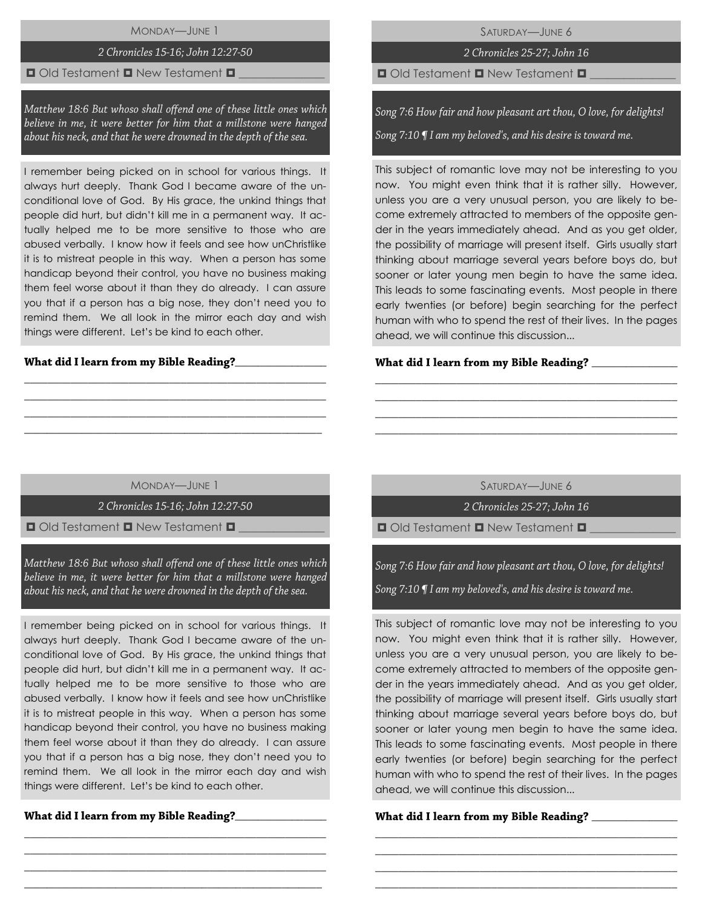MONDAY—JUNE 1

*2 Chronicles 15-16; John 12:27-50*

◘ Old Testament ◘ New Testament ◘ _______________

*Matthew 18:6 But whoso shall offend one of these little ones which believe in me, it were better for him that a millstone were hanged about his neck, and that he were drowned in the depth of the sea.*

I remember being picked on in school for various things. It always hurt deeply. Thank God I became aware of the unconditional love of God. By His grace, the unkind things that people did hurt, but didn't kill me in a permanent way. It actually helped me to be more sensitive to those who are abused verbally. I know how it feels and see how unChristlike it is to mistreat people in this way. When a person has some handicap beyond their control, you have no business making them feel worse about it than they do already. I can assure you that if a person has a big nose, they don't need you to remind them. We all look in the mirror each day and wish things were different. Let's be kind to each other.

**What did I learn from my Bible Reading?**_________________

_______________________________________________________

_______________________________________________________

_______________________________________________________

_______________________________________________________

SATURDAY—JUNE 6

*2 Chronicles 25-27; John 16*

◘ Old Testament ◘ New Testament ◘ _______________

*Song 7:6 How fair and how pleasant art thou, O love, for delights!*

*Song 7:10 ¶ I am my beloved's, and his desire is toward me.*

This subject of romantic love may not be interesting to you now. You might even think that it is rather silly. However, unless you are a very unusual person, you are likely to become extremely attracted to members of the opposite gender in the years immediately ahead. And as you get older, the possibility of marriage will present itself. Girls usually start thinking about marriage several years before boys do, but sooner or later young men begin to have the same idea. This leads to some fascinating events. Most people in there early twenties (or before) begin searching for the perfect human with who to spend the rest of their lives. In the pages ahead, we will continue this discussion...

**What did I learn from my Bible Reading?** _________________

_______________________________________________________

_______________________________________________________

_______________________________________________________

_______________________________________________________

MONDAY—JUNE 1

*2 Chronicles 15-16; John 12:27-50*

◘ Old Testament ◘ New Testament ◘ _______________

*Matthew 18:6 But whoso shall offend one of these little ones which believe in me, it were better for him that a millstone were hanged about his neck, and that he were drowned in the depth of the sea.*

I remember being picked on in school for various things. It always hurt deeply. Thank God I became aware of the unconditional love of God. By His grace, the unkind things that people did hurt, but didn't kill me in a permanent way. It actually helped me to be more sensitive to those who are abused verbally. I know how it feels and see how unChristlike it is to mistreat people in this way. When a person has some handicap beyond their control, you have no business making them feel worse about it than they do already. I can assure you that if a person has a big nose, they don't need you to remind them. We all look in the mirror each day and wish things were different. Let's be kind to each other.

**What did I learn from my Bible Reading?**_________________

_______________________________________________________

_______________________________________________________

_______________________________________________________

_______________________________________________________

SATURDAY—JUNE 6

*2 Chronicles 25-27; John 16*

◘ Old Testament ◘ New Testament ◘ _______________

*Song 7:6 How fair and how pleasant art thou, O love, for delights!*

*Song 7:10 ¶ I am my beloved's, and his desire is toward me.*

This subject of romantic love may not be interesting to you now. You might even think that it is rather silly. However, unless you are a very unusual person, you are likely to become extremely attracted to members of the opposite gender in the years immediately ahead. And as you get older, the possibility of marriage will present itself. Girls usually start thinking about marriage several years before boys do, but sooner or later young men begin to have the same idea. This leads to some fascinating events. Most people in there early twenties (or before) begin searching for the perfect human with who to spend the rest of their lives. In the pages ahead, we will continue this discussion...

**What did I learn from my Bible Reading?** _________________

_______________________________________________________

_______________________________________________________

_______________________________________________________

_______________________________________________________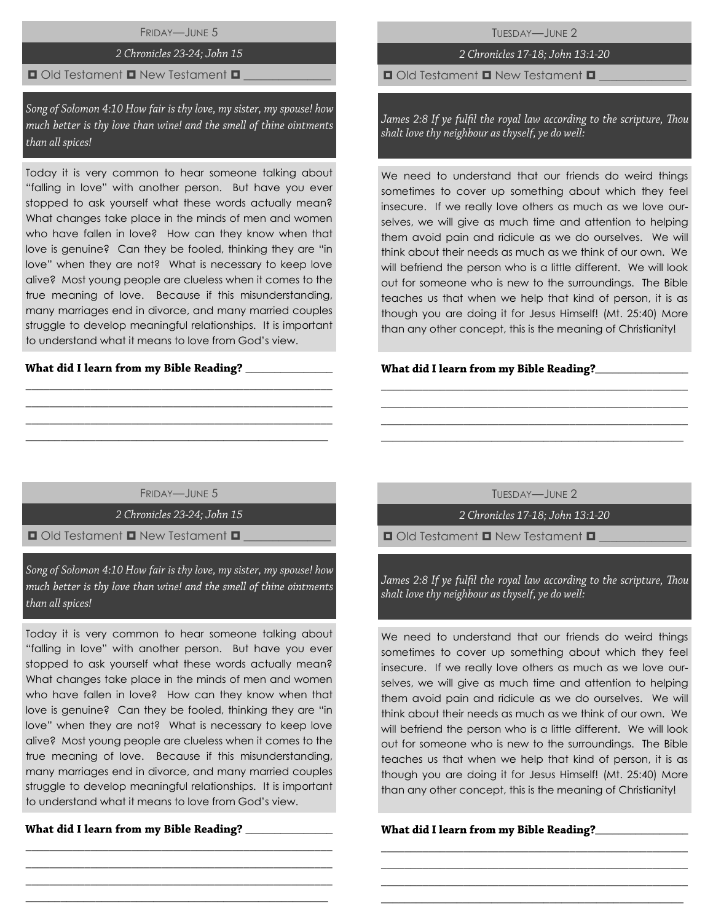## Friday—June 5

*2 Chronicles 23-24; John 15*

◘ Old Testament ◘ New Testament ◘ _______________

*Song of Solomon 4:10 How fair is thy love, my sister, my spouse! how much better is thy love than wine! and the smell of thine ointments than all spices!*

Today it is very common to hear someone talking about "falling in love" with another person. But have you ever stopped to ask yourself what these words actually mean? What changes take place in the minds of men and women who have fallen in love? How can they know when that love is genuine? Can they be fooled, thinking they are "in love" when they are not? What is necessary to keep love alive? Most young people are clueless when it comes to the true meaning of love. Because if this misunderstanding, many marriages end in divorce, and many married couples struggle to develop meaningful relationships. It is important to understand what it means to love from God's view.

**What did I learn from my Bible Reading?** _______________

_______________________________________________

_______________________________________________

_______________________________________________

_______________________________________________

## Tuesday—June 2

*2 Chronicles 17-18; John 13:1-20*

◘ Old Testament ◘ New Testament ◘ _______________

*James 2:8 If ye fulfil the royal law according to the scripture, Thou shalt love thy neighbour as thyself, ye do well:*

We need to understand that our friends do weird things sometimes to cover up something about which they feel insecure. If we really love others as much as we love ourselves, we will give as much time and attention to helping them avoid pain and ridicule as we do ourselves. We will think about their needs as much as we think of our own. We will befriend the person who is a little different. We will look out for someone who is new to the surroundings. The Bible teaches us that when we help that kind of person, it is as though you are doing it for Jesus Himself! (Mt. 25:40) More than any other concept, this is the meaning of Christianity!

**What did I learn from my Bible Reading?** _______________

_______________________________________________

_______________________________________________

_______________________________________________

_______________________________________________

## Friday—June 5

*2 Chronicles 23-24; John 15*

◘ Old Testament ◘ New Testament ◘ _______________

*Song of Solomon 4:10 How fair is thy love, my sister, my spouse! how much better is thy love than wine! and the smell of thine ointments than all spices!*

Today it is very common to hear someone talking about "falling in love" with another person. But have you ever stopped to ask yourself what these words actually mean? What changes take place in the minds of men and women who have fallen in love? How can they know when that love is genuine? Can they be fooled, thinking they are "in love" when they are not? What is necessary to keep love alive? Most young people are clueless when it comes to the true meaning of love. Because if this misunderstanding, many marriages end in divorce, and many married couples struggle to develop meaningful relationships. It is important to understand what it means to love from God's view.

**What did I learn from my Bible Reading?** _______________

_______________________________________________

_______________________________________________

_______________________________________________

_______________________________________________

## Tuesday—June 2

*2 Chronicles 17-18; John 13:1-20*

◘ Old Testament ◘ New Testament ◘ _______________

*James 2:8 If ye fulfil the royal law according to the scripture, Thou shalt love thy neighbour as thyself, ye do well:*

We need to understand that our friends do weird things sometimes to cover up something about which they feel insecure. If we really love others as much as we love ourselves, we will give as much time and attention to helping them avoid pain and ridicule as we do ourselves. We will think about their needs as much as we think of our own. We will befriend the person who is a little different. We will look out for someone who is new to the surroundings. The Bible teaches us that when we help that kind of person, it is as though you are doing it for Jesus Himself! (Mt. 25:40) More than any other concept, this is the meaning of Christianity!

**What did I learn from my Bible Reading?** _______________

_______________________________________________

_______________________________________________

_______________________________________________

_______________________________________________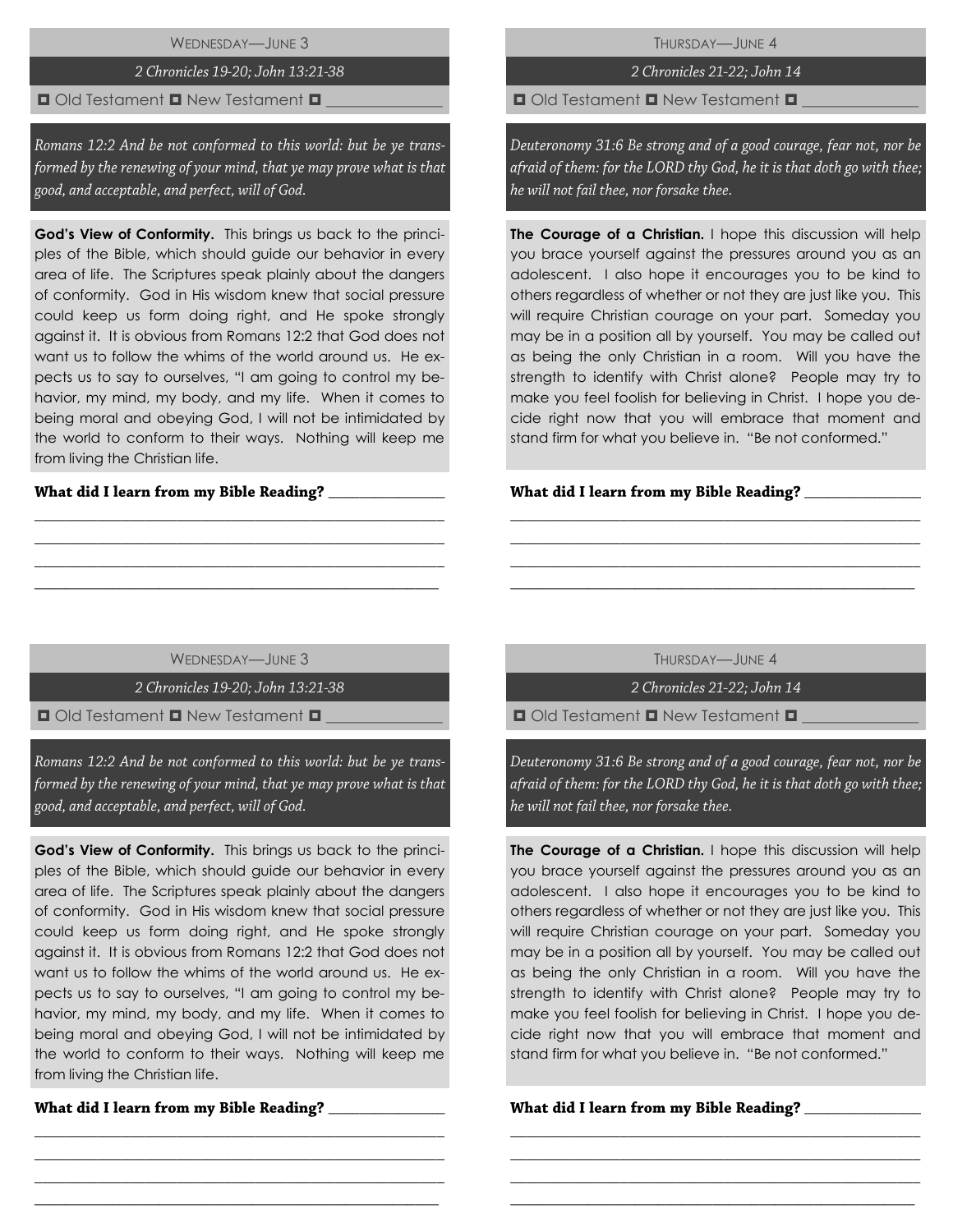## Wednesday—June 3

*2 Chronicles 19-20; John 13:21-38*

◘ Old Testament ◘ New Testament ◘ _______________

*Romans 12:2 And be not conformed to this world: but be ye transformed by the renewing of your mind, that ye may prove what is that good, and acceptable, and perfect, will of God.*

**God's View of Conformity.** This brings us back to the principles of the Bible, which should guide our behavior in every area of life. The Scriptures speak plainly about the dangers of conformity. God in His wisdom knew that social pressure could keep us form doing right, and He spoke strongly against it. It is obvious from Romans 12:2 that God does not want us to follow the whims of the world around us. He expects us to say to ourselves, "I am going to control my behavior, my mind, my body, and my life. When it comes to being moral and obeying God, I will not be intimidated by the world to conform to their ways. Nothing will keep me from living the Christian life.

**What did I learn from my Bible Reading?** _______________

_______________________________________________________

_______________________________________________________

_______________________________________________________

_______________________________________________________

## Thursday—June 4

*2 Chronicles 21-22; John 14*

◘ Old Testament ◘ New Testament ◘ _______________

*Deuteronomy 31:6 Be strong and of a good courage, fear not, nor be afraid of them: for the LORD thy God, he it is that doth go with thee; he will not fail thee, nor forsake thee.*

**The Courage of a Christian.** I hope this discussion will help you brace yourself against the pressures around you as an adolescent. I also hope it encourages you to be kind to others regardless of whether or not they are just like you. This will require Christian courage on your part. Someday you may be in a position all by yourself. You may be called out as being the only Christian in a room. Will you have the strength to identify with Christ alone? People may try to make you feel foolish for believing in Christ. I hope you decide right now that you will embrace that moment and stand firm for what you believe in. "Be not conformed."

**What did I learn from my Bible Reading?** _______________

_______________________________________________________

_______________________________________________________

_______________________________________________________

_______________________________________________________

## Wednesday—June 3

*2 Chronicles 19-20; John 13:21-38*

◘ Old Testament ◘ New Testament ◘ _______________

*Romans 12:2 And be not conformed to this world: but be ye transformed by the renewing of your mind, that ye may prove what is that good, and acceptable, and perfect, will of God.*

**God's View of Conformity.** This brings us back to the principles of the Bible, which should guide our behavior in every area of life. The Scriptures speak plainly about the dangers of conformity. God in His wisdom knew that social pressure could keep us form doing right, and He spoke strongly against it. It is obvious from Romans 12:2 that God does not want us to follow the whims of the world around us. He expects us to say to ourselves, "I am going to control my behavior, my mind, my body, and my life. When it comes to being moral and obeying God, I will not be intimidated by the world to conform to their ways. Nothing will keep me from living the Christian life.

**What did I learn from my Bible Reading?** _______________

_______________________________________________________

_______________________________________________________

_______________________________________________________

_______________________________________________________

## Thursday—June 4

*2 Chronicles 21-22; John 14*

◘ Old Testament ◘ New Testament ◘ _______________

*Deuteronomy 31:6 Be strong and of a good courage, fear not, nor be afraid of them: for the LORD thy God, he it is that doth go with thee; he will not fail thee, nor forsake thee.*

**The Courage of a Christian.** I hope this discussion will help you brace yourself against the pressures around you as an adolescent. I also hope it encourages you to be kind to others regardless of whether or not they are just like you. This will require Christian courage on your part. Someday you may be in a position all by yourself. You may be called out as being the only Christian in a room. Will you have the strength to identify with Christ alone? People may try to make you feel foolish for believing in Christ. I hope you decide right now that you will embrace that moment and stand firm for what you believe in. "Be not conformed."

**What did I learn from my Bible Reading?** _______________

_______________________________________________________

_______________________________________________________

_______________________________________________________

_______________________________________________________